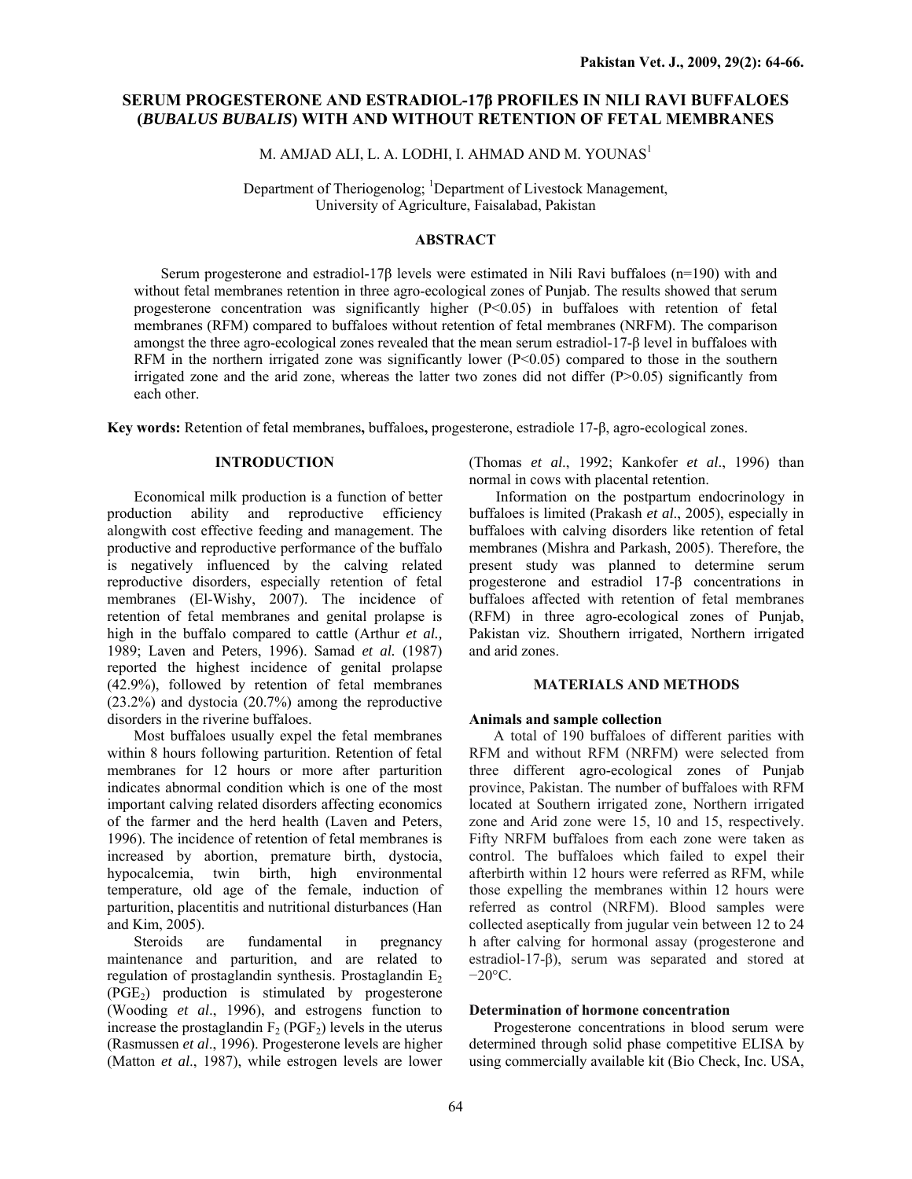# SERUM PROGESTERONE AND ESTRADIOL-17β PROFILES IN NILI RAVI BUFFALOES (*BUBALUS BUBALIS*) WITH AND WITHOUT RETENTION OF FETAL MEMBRANES

M. AMJAD ALI, L. A. LODHI, I. AHMAD AND M. YOUNAS[1]

Department of Theriogenolog; [1]Department of Livestock Management, University of Agriculture, Faisalabad, Pakistan

## ABSTRACT

Serum progesterone and estradiol-17β levels were estimated in Nili Ravi buffaloes (n=190) with and without fetal membranes retention in three agro-ecological zones of Punjab. The results showed that serum progesterone concentration was significantly higher ($P<0.05$) in buffaloes with retention of fetal membranes (RFM) compared to buffaloes without retention of fetal membranes (NRFM). The comparison amongst the three agro-ecological zones revealed that the mean serum estradiol-17-β level in buffaloes with RFM in the northern irrigated zone was significantly lower ($P<0.05$) compared to those in the southern irrigated zone and the arid zone, whereas the latter two zones did not differ ($P>0.05$) significantly from each other.

**Key words:** Retention of fetal membranes**,** buffaloes**,** progesterone, estradiole 17-β, agro-ecological zones.

## INTRODUCTION

Economical milk production is a function of better production ability and reproductive efficiency alongwith cost effective feeding and management. The productive and reproductive performance of the buffalo is negatively influenced by the calving related reproductive disorders, especially retention of fetal membranes (El-Wishy, 2007). The incidence of retention of fetal membranes and genital prolapse is high in the buffalo compared to cattle (Arthur *et al.,* 1989; Laven and Peters, 1996). Samad *et al.* (1987) reported the highest incidence of genital prolapse (42.9%), followed by retention of fetal membranes (23.2%) and dystocia (20.7%) among the reproductive disorders in the riverine buffaloes.

Most buffaloes usually expel the fetal membranes within 8 hours following parturition. Retention of fetal membranes for 12 hours or more after parturition indicates abnormal condition which is one of the most important calving related disorders affecting economics of the farmer and the herd health (Laven and Peters, 1996). The incidence of retention of fetal membranes is increased by abortion, premature birth, dystocia, hypocalcemia, twin birth, high environmental temperature, old age of the female, induction of parturition, placentitis and nutritional disturbances (Han and Kim, 2005).

Steroids are fundamental in pregnancy maintenance and parturition, and are related to regulation of prostaglandin synthesis. Prostaglandin $E_2$ ($PGE_2$) production is stimulated by progesterone (Wooding *et al*., 1996), and estrogens function to increase the prostaglandin $F_2$ ($PGF_2$) levels in the uterus (Rasmussen *et al*., 1996). Progesterone levels are higher (Matton *et al*., 1987), while estrogen levels are lower (Thomas *et al*., 1992; Kankofer *et al*., 1996) than normal in cows with placental retention.

Information on the postpartum endocrinology in buffaloes is limited (Prakash *et al*., 2005), especially in buffaloes with calving disorders like retention of fetal membranes (Mishra and Parkash, 2005). Therefore, the present study was planned to determine serum progesterone and estradiol 17-β concentrations in buffaloes affected with retention of fetal membranes (RFM) in three agro-ecological zones of Punjab, Pakistan viz. Shouthern irrigated, Northern irrigated and arid zones.

## MATERIALS AND METHODS

### Animals and sample collection

A total of 190 buffaloes of different parities with RFM and without RFM (NRFM) were selected from three different agro-ecological zones of Punjab province, Pakistan. The number of buffaloes with RFM located at Southern irrigated zone, Northern irrigated zone and Arid zone were 15, 10 and 15, respectively. Fifty NRFM buffaloes from each zone were taken as control. The buffaloes which failed to expel their afterbirth within 12 hours were referred as RFM, while those expelling the membranes within 12 hours were referred as control (NRFM). Blood samples were collected aseptically from jugular vein between 12 to 24 h after calving for hormonal assay (progesterone and estradiol-17-β), serum was separated and stored at −20°C.

### Determination of hormone concentration

Progesterone concentrations in blood serum were determined through solid phase competitive ELISA by using commercially available kit (Bio Check, Inc. USA,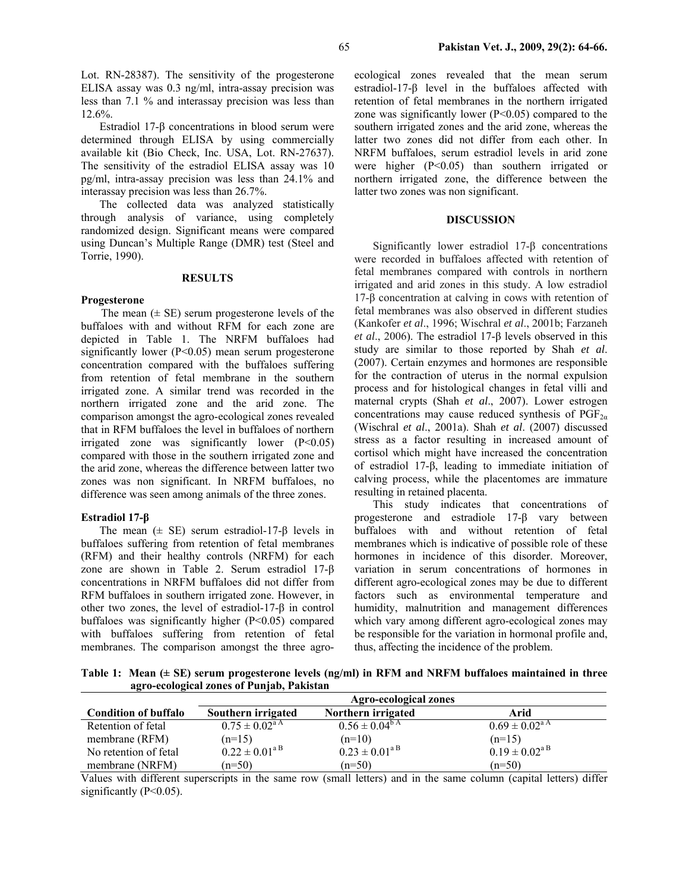Lot. RN-28387). The sensitivity of the progesterone ELISA assay was 0.3 ng/ml, intra-assay precision was less than 7.1 % and interassay precision was less than 12.6%.

Estradiol 17-β concentrations in blood serum were determined through ELISA by using commercially available kit (Bio Check, Inc. USA, Lot. RN-27637). The sensitivity of the estradiol ELISA assay was 10 pg/ml, intra-assay precision was less than 24.1% and interassay precision was less than 26.7%.

The collected data was analyzed statistically through analysis of variance, using completely randomized design. Significant means were compared using Duncan's Multiple Range (DMR) test (Steel and Torrie, 1990).

## RESULTS

### Progesterone

The mean (± SE) serum progesterone levels of the buffaloes with and without RFM for each zone are depicted in Table 1. The NRFM buffaloes had significantly lower ($P<0.05$) mean serum progesterone concentration compared with the buffaloes suffering from retention of fetal membrane in the southern irrigated zone. A similar trend was recorded in the northern irrigated zone and the arid zone. The comparison amongst the agro-ecological zones revealed that in RFM buffaloes the level in buffaloes of northern irrigated zone was significantly lower ($P<0.05$) compared with those in the southern irrigated zone and the arid zone, whereas the difference between latter two zones was non significant. In NRFM buffaloes, no difference was seen among animals of the three zones.

### Estradiol 17-β

The mean (± SE) serum estradiol-17-β levels in buffaloes suffering from retention of fetal membranes (RFM) and their healthy controls (NRFM) for each zone are shown in Table 2. Serum estradiol 17-β concentrations in NRFM buffaloes did not differ from RFM buffaloes in southern irrigated zone. However, in other two zones, the level of estradiol-17-β in control buffaloes was significantly higher ($P<0.05$) compared with buffaloes suffering from retention of fetal membranes. The comparison amongst the three agro-ecological zones revealed that the mean serum estradiol-17-β level in the buffaloes affected with retention of fetal membranes in the northern irrigated zone was significantly lower ($P<0.05$) compared to the southern irrigated zones and the arid zone, whereas the latter two zones did not differ from each other. In NRFM buffaloes, serum estradiol levels in arid zone were higher ($P<0.05$) than southern irrigated or northern irrigated zone, the difference between the latter two zones was non significant.

## DISCUSSION

Significantly lower estradiol 17-β concentrations were recorded in buffaloes affected with retention of fetal membranes compared with controls in northern irrigated and arid zones in this study. A low estradiol 17-β concentration at calving in cows with retention of fetal membranes was also observed in different studies (Kankofer *et al*., 1996; Wischral *et al*., 2001b; Farzaneh *et al*., 2006). The estradiol 17-β levels observed in this study are similar to those reported by Shah *et al*. (2007). Certain enzymes and hormones are responsible for the contraction of uterus in the normal expulsion process and for histological changes in fetal villi and maternal crypts (Shah *et al*., 2007). Lower estrogen concentrations may cause reduced synthesis of $PGF_{2\alpha}$ (Wischral *et al*., 2001a). Shah *et al*. (2007) discussed stress as a factor resulting in increased amount of cortisol which might have increased the concentration of estradiol 17-β, leading to immediate initiation of calving process, while the placentomes are immature resulting in retained placenta.

This study indicates that concentrations of progesterone and estradiole 17-β vary between buffaloes with and without retention of fetal membranes which is indicative of possible role of these hormones in incidence of this disorder. Moreover, variation in serum concentrations of hormones in different agro-ecological zones may be due to different factors such as environmental temperature and humidity, malnutrition and management differences which vary among different agro-ecological zones may be responsible for the variation in hormonal profile and, thus, affecting the incidence of the problem.

**Table 1: Mean (± SE) serum progesterone levels (ng/ml) in RFM and NRFM buffaloes maintained in three agro-ecological zones of Punjab, Pakistan**

| Condition of buffalo | Agro-ecological zones | | |
|---|---|---|---|
| | **Southern irrigated** | **Northern irrigated** | **Arid** |
| Retention of fetal membrane (RFM) | $0.75 \pm 0.02^{a\,A}$ (n=15) | $0.56 \pm 0.04^{b\,A}$ (n=10) | $0.69 \pm 0.02^{a\,A}$ (n=15) |
| No retention of fetal membrane (NRFM) | $0.22 \pm 0.01^{a\,B}$ (n=50) | $0.23 \pm 0.01^{a\,B}$ (n=50) | $0.19 \pm 0.02^{a\,B}$ (n=50) |

Values with different superscripts in the same row (small letters) and in the same column (capital letters) differ significantly ($P<0.05$).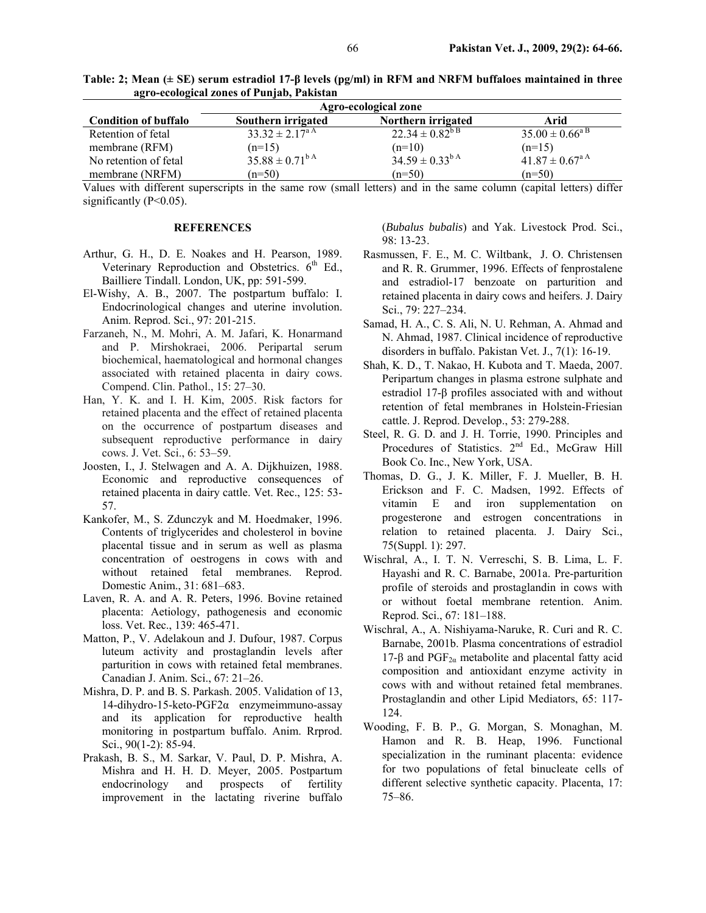**Table: 2; Mean (± SE) serum estradiol 17-β levels (pg/ml) in RFM and NRFM buffaloes maintained in three agro-ecological zones of Punjab, Pakistan**

| | Agro-ecological zone | | |
|---|---|---|---|
| **Condition of buffalo** | **Southern irrigated** | **Northern irrigated** | **Arid** |
| Retention of fetal membrane (RFM) | $33.32 \pm 2.17^{a\ A}$ (n=15) | $22.34 \pm 0.82^{b\ B}$ (n=10) | $35.00 \pm 0.66^{a\ B}$ (n=15) |
| No retention of fetal membrane (NRFM) | $35.88 \pm 0.71^{b\ A}$ (n=50) | $34.59 \pm 0.33^{b\ A}$ (n=50) | $41.87 \pm 0.67^{a\ A}$ (n=50) |

Values with different superscripts in the same row (small letters) and in the same column (capital letters) differ significantly (P<0.05).

## REFERENCES

- Arthur, G. H., D. E. Noakes and H. Pearson, 1989. Veterinary Reproduction and Obstetrics. 6th Ed., Bailliere Tindall. London, UK, pp: 591-599.
- El-Wishy, A. B., 2007. The postpartum buffalo: I. Endocrinological changes and uterine involution. Anim. Reprod. Sci., 97: 201-215.
- Farzaneh, N., M. Mohri, A. M. Jafari, K. Honarmand and P. Mirshokraei, 2006. Peripartal serum biochemical, haematological and hormonal changes associated with retained placenta in dairy cows. Compend. Clin. Pathol., 15: 27–30.
- Han, Y. K. and I. H. Kim, 2005. Risk factors for retained placenta and the effect of retained placenta on the occurrence of postpartum diseases and subsequent reproductive performance in dairy cows. J. Vet. Sci., 6: 53–59.
- Joosten, I., J. Stelwagen and A. A. Dijkhuizen, 1988. Economic and reproductive consequences of retained placenta in dairy cattle. Vet. Rec., 125: 53-57.
- Kankofer, M., S. Zdunczyk and M. Hoedmaker, 1996. Contents of triglycerides and cholesterol in bovine placental tissue and in serum as well as plasma concentration of oestrogens in cows with and without retained fetal membranes. Reprod. Domestic Anim., 31: 681–683.
- Laven, R. A. and A. R. Peters, 1996. Bovine retained placenta: Aetiology, pathogenesis and economic loss. Vet. Rec., 139: 465-471.
- Matton, P., V. Adelakoun and J. Dufour, 1987. Corpus luteum activity and prostaglandin levels after parturition in cows with retained fetal membranes. Canadian J. Anim. Sci., 67: 21–26.
- Mishra, D. P. and B. S. Parkash. 2005. Validation of 13, 14-dihydro-15-keto-PGF2α enzymeimmuno-assay and its application for reproductive health monitoring in postpartum buffalo. Anim. Rrprod. Sci., 90(1-2): 85-94.
- Prakash, B. S., M. Sarkar, V. Paul, D. P. Mishra, A. Mishra and H. H. D. Meyer, 2005. Postpartum endocrinology and prospects of fertility improvement in the lactating riverine buffalo (*Bubalus bubalis*) and Yak. Livestock Prod. Sci., 98: 13-23.
- Rasmussen, F. E., M. C. Wiltbank, J. O. Christensen and R. R. Grummer, 1996. Effects of fenprostalene and estradiol-17 benzoate on parturition and retained placenta in dairy cows and heifers. J. Dairy Sci., 79: 227–234.
- Samad, H. A., C. S. Ali, N. U. Rehman, A. Ahmad and N. Ahmad, 1987. Clinical incidence of reproductive disorders in buffalo. Pakistan Vet. J., 7(1): 16-19.
- Shah, K. D., T. Nakao, H. Kubota and T. Maeda, 2007. Peripartum changes in plasma estrone sulphate and estradiol 17-β profiles associated with and without retention of fetal membranes in Holstein-Friesian cattle. J. Reprod. Develop., 53: 279-288.
- Steel, R. G. D. and J. H. Torrie, 1990. Principles and Procedures of Statistics. 2nd Ed., McGraw Hill Book Co. Inc., New York, USA.
- Thomas, D. G., J. K. Miller, F. J. Mueller, B. H. Erickson and F. C. Madsen, 1992. Effects of vitamin E and iron supplementation on progesterone and estrogen concentrations in relation to retained placenta. J. Dairy Sci., 75(Suppl. 1): 297.
- Wischral, A., I. T. N. Verreschi, S. B. Lima, L. F. Hayashi and R. C. Barnabe, 2001a. Pre-parturition profile of steroids and prostaglandin in cows with or without foetal membrane retention. Anim. Reprod. Sci., 67: 181–188.
- Wischral, A., A. Nishiyama-Naruke, R. Curi and R. C. Barnabe, 2001b. Plasma concentrations of estradiol 17-β and $PGF_{2\alpha}$ metabolite and placental fatty acid composition and antioxidant enzyme activity in cows with and without retained fetal membranes. Prostaglandin and other Lipid Mediators, 65: 117-124.
- Wooding, F. B. P., G. Morgan, S. Monaghan, M. Hamon and R. B. Heap, 1996. Functional specialization in the ruminant placenta: evidence for two populations of fetal binucleate cells of different selective synthetic capacity. Placenta, 17: 75–86.